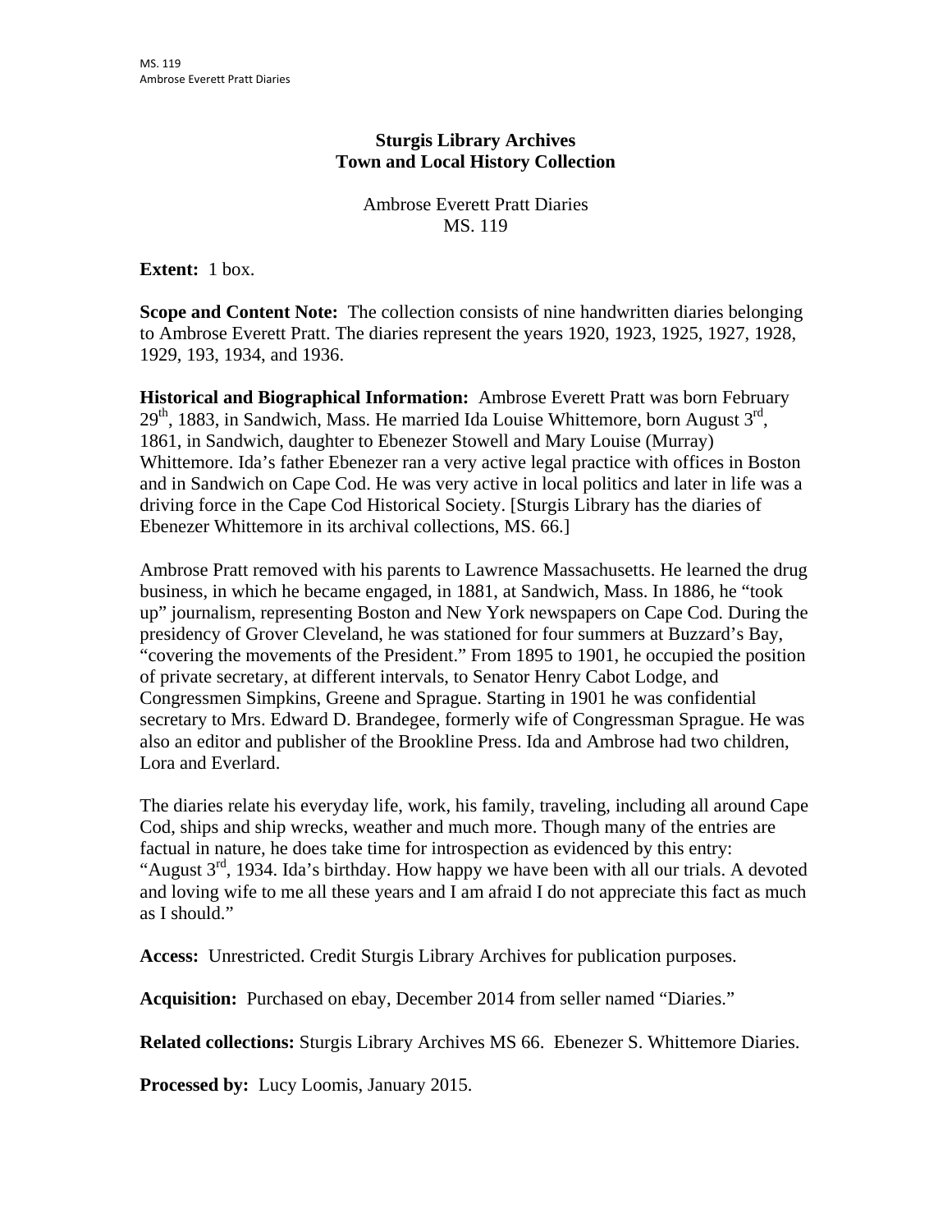**Sturgis Library Archives**
**Town and Local History Collection**

Ambrose Everett Pratt Diaries
MS. 119

**Extent:** 1 box.

**Scope and Content Note:** The collection consists of nine handwritten diaries belonging to Ambrose Everett Pratt. The diaries represent the years 1920, 1923, 1925, 1927, 1928, 1929, 193, 1934, and 1936.

**Historical and Biographical Information:** Ambrose Everett Pratt was born February 29th, 1883, in Sandwich, Mass. He married Ida Louise Whittemore, born August 3rd, 1861, in Sandwich, daughter to Ebenezer Stowell and Mary Louise (Murray) Whittemore. Ida's father Ebenezer ran a very active legal practice with offices in Boston and in Sandwich on Cape Cod. He was very active in local politics and later in life was a driving force in the Cape Cod Historical Society. [Sturgis Library has the diaries of Ebenezer Whittemore in its archival collections, MS. 66.]

Ambrose Pratt removed with his parents to Lawrence Massachusetts. He learned the drug business, in which he became engaged, in 1881, at Sandwich, Mass. In 1886, he "took up" journalism, representing Boston and New York newspapers on Cape Cod. During the presidency of Grover Cleveland, he was stationed for four summers at Buzzard's Bay, "covering the movements of the President." From 1895 to 1901, he occupied the position of private secretary, at different intervals, to Senator Henry Cabot Lodge, and Congressmen Simpkins, Greene and Sprague. Starting in 1901 he was confidential secretary to Mrs. Edward D. Brandegee, formerly wife of Congressman Sprague. He was also an editor and publisher of the Brookline Press. Ida and Ambrose had two children, Lora and Everlard.

The diaries relate his everyday life, work, his family, traveling, including all around Cape Cod, ships and ship wrecks, weather and much more. Though many of the entries are factual in nature, he does take time for introspection as evidenced by this entry: "August 3rd, 1934. Ida's birthday. How happy we have been with all our trials. A devoted and loving wife to me all these years and I am afraid I do not appreciate this fact as much as I should."

**Access:** Unrestricted. Credit Sturgis Library Archives for publication purposes.

**Acquisition:** Purchased on ebay, December 2014 from seller named "Diaries."

**Related collections:** Sturgis Library Archives MS 66. Ebenezer S. Whittemore Diaries.

**Processed by:** Lucy Loomis, January 2015.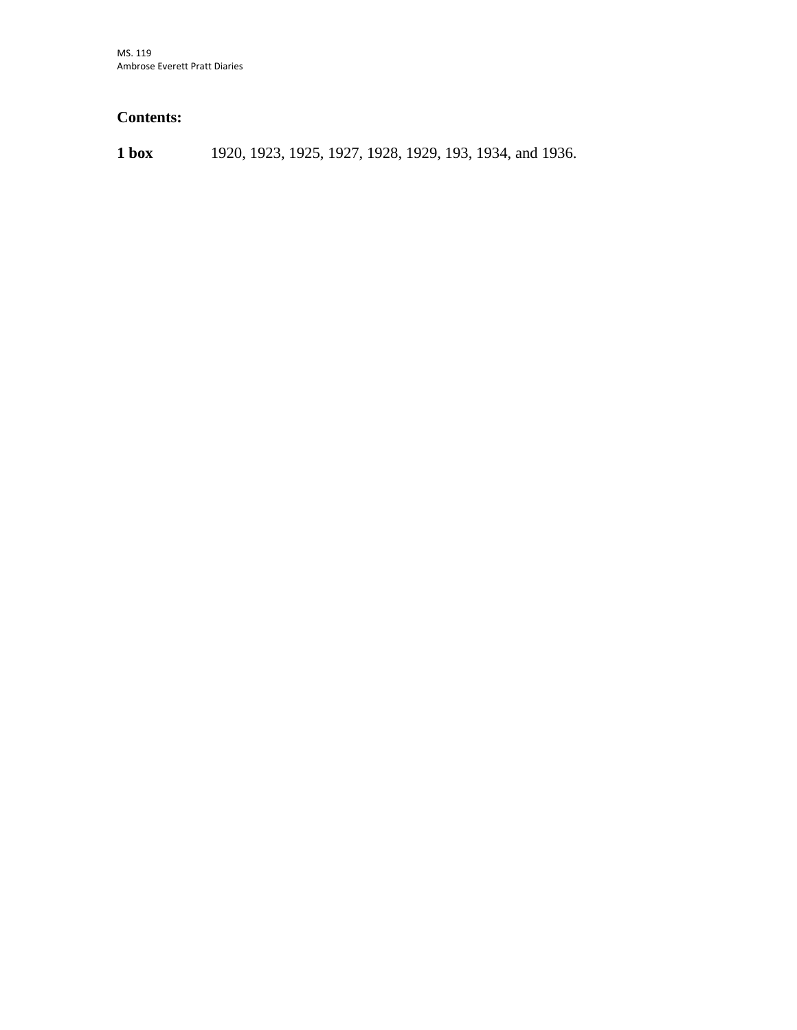## Contents:

**1 box** 1920, 1923, 1925, 1927, 1928, 1929, 193, 1934, and 1936.